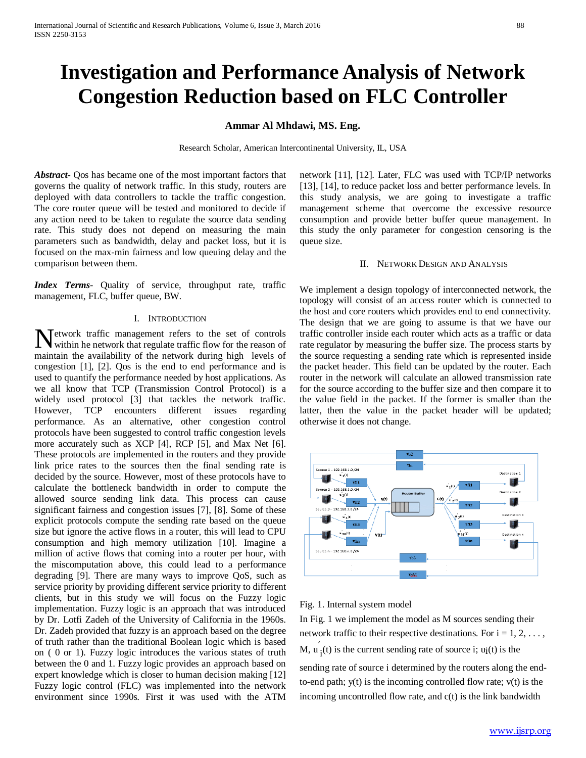# Investigation and Performance Analysis of Network Congestion Reduction based on FLC Controller

**Ammar Al Mhdawi, MS. Eng.**

Research Scholar, American Intercontinental University, IL, USA

***Abstract***- Qos has became one of the most important factors that governs the quality of network traffic. In this study, routers are deployed with data controllers to tackle the traffic congestion. The core router queue will be tested and monitored to decide if any action need to be taken to regulate the source data sending rate. This study does not depend on measuring the main parameters such as bandwidth, delay and packet loss, but it is focused on the max-min fairness and low queuing delay and the comparison between them.

***Index Terms***- Quality of service, throughput rate, traffic management, FLC, buffer queue, BW.

## I. Introduction

Network traffic management refers to the set of controls within he network that regulate traffic flow for the reason of maintain the availability of the network during high levels of congestion [1], [2]. Qos is the end to end performance and is used to quantify the performance needed by host applications. As we all know that TCP (Transmission Control Protocol) is a widely used protocol [3] that tackles the network traffic. However, TCP encounters different issues regarding performance. As an alternative, other congestion control protocols have been suggested to control traffic congestion levels more accurately such as XCP [4], RCP [5], and Max Net [6]. These protocols are implemented in the routers and they provide link price rates to the sources then the final sending rate is decided by the source. However, most of these protocols have to calculate the bottleneck bandwidth in order to compute the allowed source sending link data. This process can cause significant fairness and congestion issues [7], [8]. Some of these explicit protocols compute the sending rate based on the queue size but ignore the active flows in a router, this will lead to CPU consumption and high memory utilization [10]. Imagine a million of active flows that coming into a router per hour, with the miscomputation above, this could lead to a performance degrading [9]. There are many ways to improve QoS, such as service priority by providing different service priority to different clients, but in this study we will focus on the Fuzzy logic implementation. Fuzzy logic is an approach that was introduced by Dr. Lotfi Zadeh of the University of California in the 1960s. Dr. Zadeh provided that fuzzy is an approach based on the degree of truth rather than the traditional Boolean logic which is based on ( 0 or 1). Fuzzy logic introduces the various states of truth between the 0 and 1. Fuzzy logic provides an approach based on expert knowledge which is closer to human decision making [12] Fuzzy logic control (FLC) was implemented into the network environment since 1990s. First it was used with the ATM network [11], [12]. Later, FLC was used with TCP/IP networks [13], [14], to reduce packet loss and better performance levels. In this study analysis, we are going to investigate a traffic management scheme that overcome the excessive resource consumption and provide better buffer queue management. In this study the only parameter for congestion censoring is the queue size.

## II. Network Design and Analysis

We implement a design topology of interconnected network, the topology will consist of an access router which is connected to the host and core routers which provides end to end connectivity. The design that we are going to assume is that we have our traffic controller inside each router which acts as a traffic or data rate regulator by measuring the buffer size. The process starts by the source requesting a sending rate which is represented inside the packet header. This field can be updated by the router. Each router in the network will calculate an allowed transmission rate for the source according to the buffer size and then compare it to the value field in the packet. If the former is smaller than the latter, then the value in the packet header will be updated; otherwise it does not change.

Fig. 1. Internal system model

In Fig. 1 we implement the model as M sources sending their network traffic to their respective destinations. For i = 1, 2, . . . , M, $u'_i(t)$ is the current sending rate of source i; $u_i(t)$ is the sending rate of source i determined by the routers along the end-to-end path; y(t) is the incoming controlled flow rate; v(t) is the incoming uncontrolled flow rate, and c(t) is the link bandwidth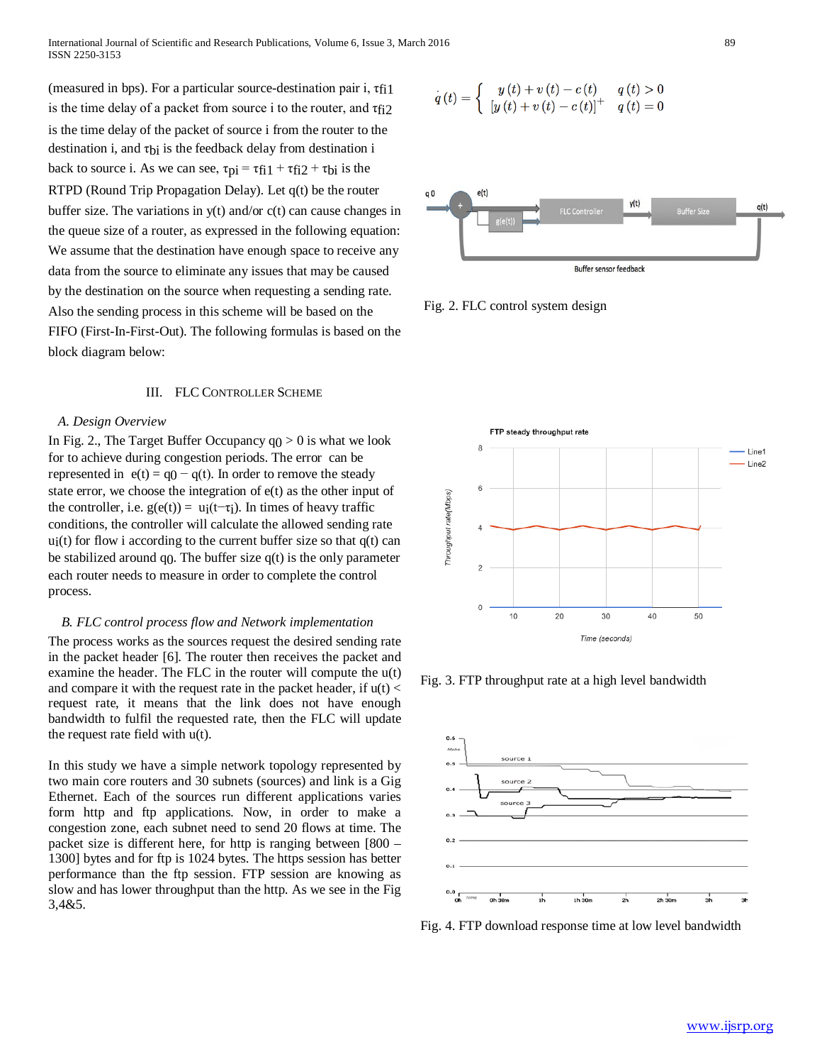(measured in bps). For a particular source-destination pair i, $\tau_{fi1}$ is the time delay of a packet from source i to the router, and $\tau_{fi2}$ is the time delay of the packet of source i from the router to the destination i, and $\tau_{bi}$ is the feedback delay from destination i back to source i. As we can see, $\tau_{pi} = \tau_{fi1} + \tau_{fi2} + \tau_{bi}$ is the RTPD (Round Trip Propagation Delay). Let q(t) be the router buffer size. The variations in y(t) and/or c(t) can cause changes in the queue size of a router, as expressed in the following equation: We assume that the destination have enough space to receive any data from the source to eliminate any issues that may be caused by the destination on the source when requesting a sending rate. Also the sending process in this scheme will be based on the FIFO (First-In-First-Out). The following formulas is based on the block diagram below:

$$\dot{q}(t) = \begin{cases} y(t) + v(t) - c(t) & q(t) > 0 \\ [y(t) + v(t) - c(t)]^{+} & q(t) = 0 \end{cases}$$

Fig. 2. FLC control system design

## III. FLC Controller Scheme

### A. Design Overview

In Fig. 2., The Target Buffer Occupancy $q_0 > 0$ is what we look for to achieve during congestion periods. The error can be represented in $e(t) = q_0 - q(t)$. In order to remove the steady state error, we choose the integration of e(t) as the other input of the controller, i.e. $g(e(t)) = u_i(t - \tau_i)$. In times of heavy traffic conditions, the controller will calculate the allowed sending rate $u_i(t)$ for flow i according to the current buffer size so that q(t) can be stabilized around $q_0$. The buffer size q(t) is the only parameter each router needs to measure in order to complete the control process.

### B. FLC control process flow and Network implementation

The process works as the sources request the desired sending rate in the packet header [6]. The router then receives the packet and examine the header. The FLC in the router will compute the u(t) and compare it with the request rate in the packet header, if u(t) < request rate, it means that the link does not have enough bandwidth to fulfil the requested rate, then the FLC will update the request rate field with u(t).

In this study we have a simple network topology represented by two main core routers and 30 subnets (sources) and link is a Gig Ethernet. Each of the sources run different applications varies form http and ftp applications. Now, in order to make a congestion zone, each subnet need to send 20 flows at time. The packet size is different here, for http is ranging between [800 – 1300] bytes and for ftp is 1024 bytes. The https session has better performance than the ftp session. FTP session are knowing as slow and has lower throughput than the http. As we see in the Fig 3,4&5.

Fig. 3. FTP throughput rate at a high level bandwidth

Fig. 4. FTP download response time at low level bandwidth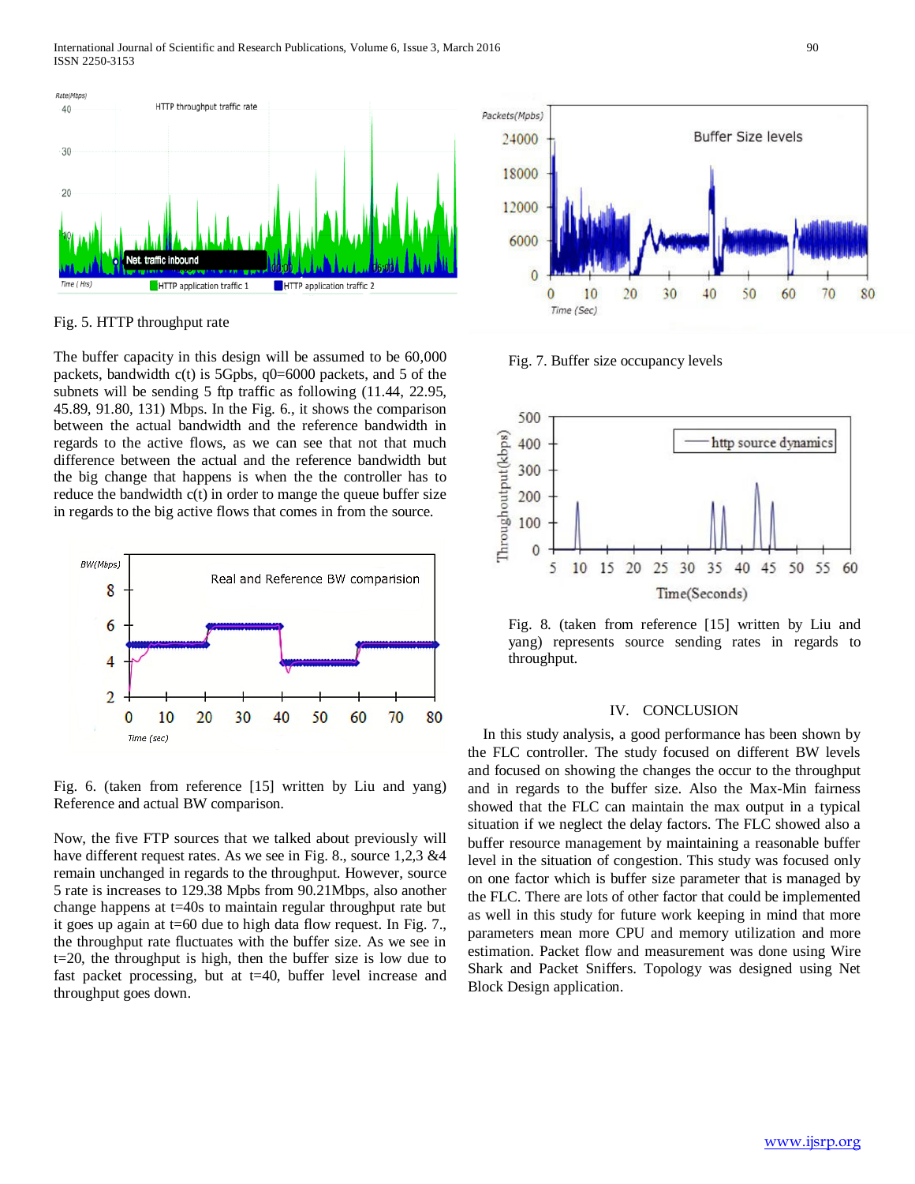Fig. 5. HTTP throughput rate

The buffer capacity in this design will be assumed to be 60,000 packets, bandwidth c(t) is 5Gpbs, q0=6000 packets, and 5 of the subnets will be sending 5 ftp traffic as following (11.44, 22.95, 45.89, 91.80, 131) Mbps. In the Fig. 6., it shows the comparison between the actual bandwidth and the reference bandwidth in regards to the active flows, as we can see that not that much difference between the actual and the reference bandwidth but the big change that happens is when the the controller has to reduce the bandwidth c(t) in order to mange the queue buffer size in regards to the big active flows that comes in from the source.

Fig. 6. (taken from reference [15] written by Liu and yang) Reference and actual BW comparison.

Now, the five FTP sources that we talked about previously will have different request rates. As we see in Fig. 8., source 1,2,3 &4 remain unchanged in regards to the throughput. However, source 5 rate is increases to 129.38 Mpbs from 90.21Mbps, also another change happens at t=40s to maintain regular throughput rate but it goes up again at t=60 due to high data flow request. In Fig. 7., the throughput rate fluctuates with the buffer size. As we see in t=20, the throughput is high, then the buffer size is low due to fast packet processing, but at t=40, buffer level increase and throughput goes down.

Fig. 7. Buffer size occupancy levels

Fig. 8. (taken from reference [15] written by Liu and yang) represents source sending rates in regards to throughput.

## IV. CONCLUSION

In this study analysis, a good performance has been shown by the FLC controller. The study focused on different BW levels and focused on showing the changes the occur to the throughput and in regards to the buffer size. Also the Max-Min fairness showed that the FLC can maintain the max output in a typical situation if we neglect the delay factors. The FLC showed also a buffer resource management by maintaining a reasonable buffer level in the situation of congestion. This study was focused only on one factor which is buffer size parameter that is managed by the FLC. There are lots of other factor that could be implemented as well in this study for future work keeping in mind that more parameters mean more CPU and memory utilization and more estimation. Packet flow and measurement was done using Wire Shark and Packet Sniffers. Topology was designed using Net Block Design application.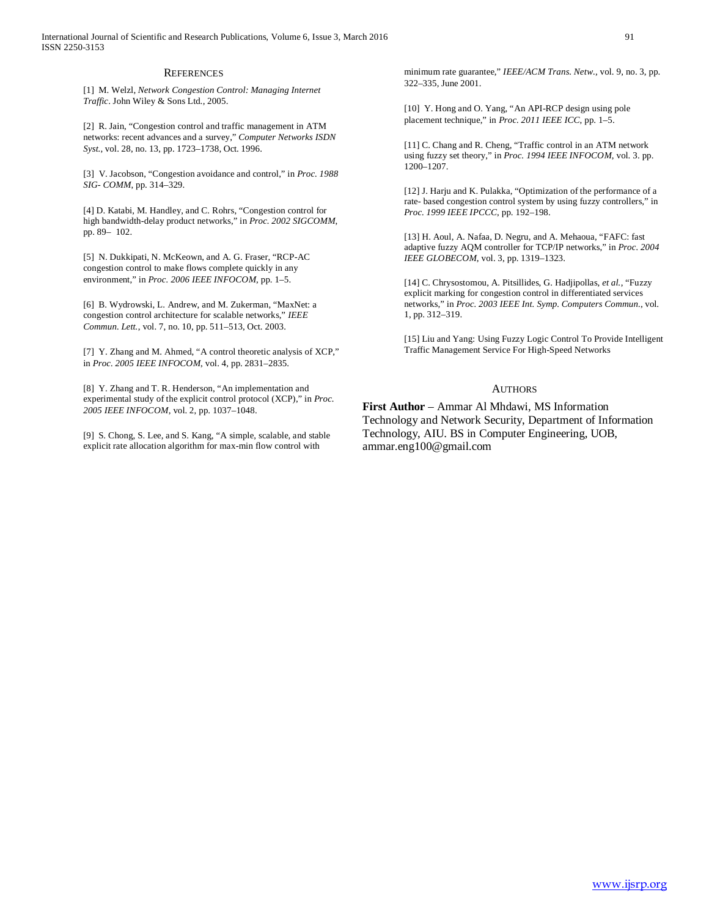## REFERENCES

[1] M. Welzl, *Network Congestion Control: Managing Internet Traffic*. John Wiley & Sons Ltd., 2005.

[2] R. Jain, "Congestion control and traffic management in ATM networks: recent advances and a survey," *Computer Networks ISDN Syst.*, vol. 28, no. 13, pp. 1723–1738, Oct. 1996.

[3] V. Jacobson, "Congestion avoidance and control," in *Proc. 1988 SIG- COMM*, pp. 314–329.

[4] D. Katabi, M. Handley, and C. Rohrs, "Congestion control for high bandwidth-delay product networks," in *Proc. 2002 SIGCOMM*, pp. 89– 102.

[5] N. Dukkipati, N. McKeown, and A. G. Fraser, "RCP-AC congestion control to make flows complete quickly in any environment," in *Proc. 2006 IEEE INFOCOM*, pp. 1–5.

[6] B. Wydrowski, L. Andrew, and M. Zukerman, "MaxNet: a congestion control architecture for scalable networks," *IEEE Commun. Lett.*, vol. 7, no. 10, pp. 511–513, Oct. 2003.

[7] Y. Zhang and M. Ahmed, "A control theoretic analysis of XCP," in *Proc. 2005 IEEE INFOCOM*, vol. 4, pp. 2831–2835.

[8] Y. Zhang and T. R. Henderson, "An implementation and experimental study of the explicit control protocol (XCP)," in *Proc. 2005 IEEE INFOCOM*, vol. 2, pp. 1037–1048.

[9] S. Chong, S. Lee, and S. Kang, "A simple, scalable, and stable explicit rate allocation algorithm for max-min flow control with minimum rate guarantee," *IEEE/ACM Trans. Netw.*, vol. 9, no. 3, pp. 322–335, June 2001.

[10] Y. Hong and O. Yang, "An API-RCP design using pole placement technique," in *Proc. 2011 IEEE ICC*, pp. 1–5.

[11] C. Chang and R. Cheng, "Traffic control in an ATM network using fuzzy set theory," in *Proc. 1994 IEEE INFOCOM*, vol. 3. pp. 1200–1207.

[12] J. Harju and K. Pulakka, "Optimization of the performance of a rate- based congestion control system by using fuzzy controllers," in *Proc. 1999 IEEE IPCCC*, pp. 192–198.

[13] H. Aoul, A. Nafaa, D. Negru, and A. Mehaoua, "FAFC: fast adaptive fuzzy AQM controller for TCP/IP networks," in *Proc. 2004 IEEE GLOBECOM*, vol. 3, pp. 1319–1323.

[14] C. Chrysostomou, A. Pitsillides, G. Hadjipollas, *et al.*, "Fuzzy explicit marking for congestion control in differentiated services networks," in *Proc. 2003 IEEE Int. Symp. Computers Commun.*, vol. 1, pp. 312–319.

[15] Liu and Yang: Using Fuzzy Logic Control To Provide Intelligent Traffic Management Service For High-Speed Networks

## AUTHORS

**First Author** – Ammar Al Mhdawi, MS Information Technology and Network Security, Department of Information Technology, AIU. BS in Computer Engineering, UOB, ammar.eng100@gmail.com